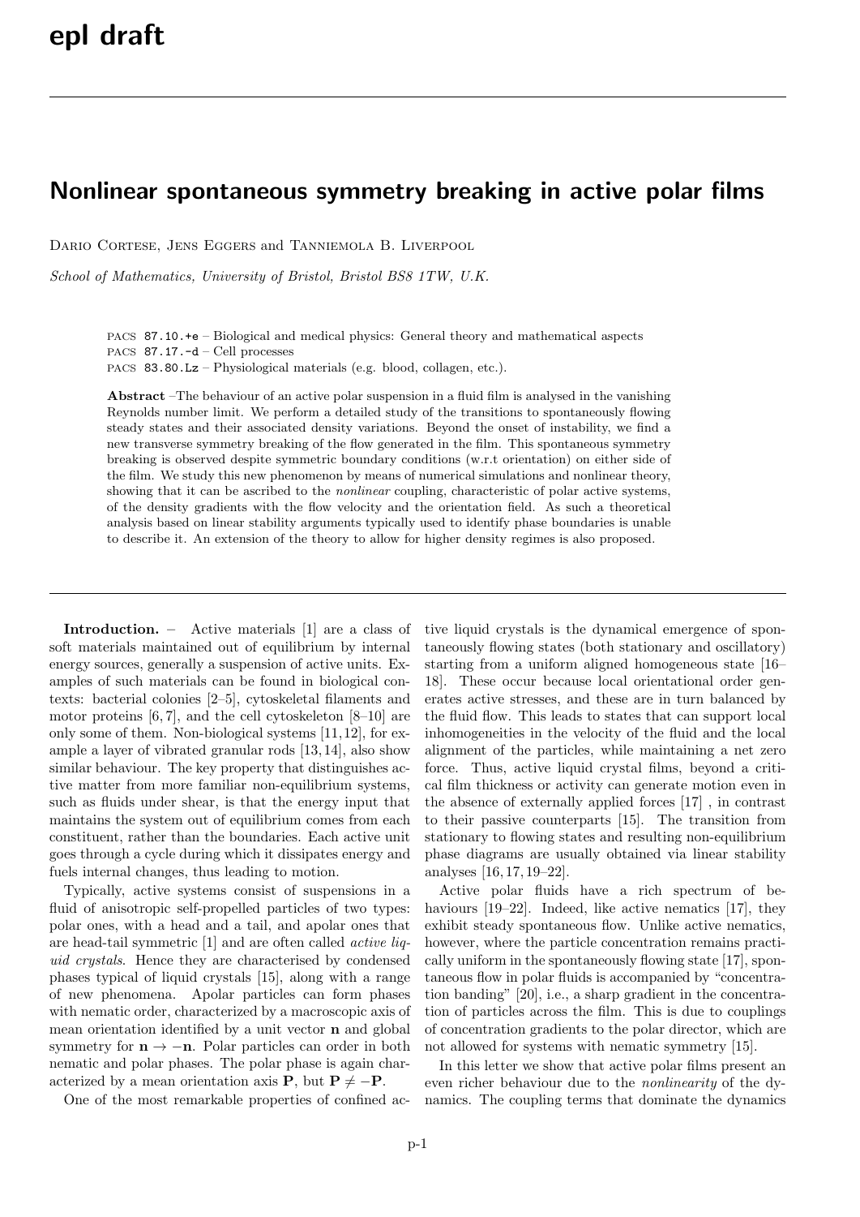# Nonlinear spontaneous symmetry breaking in active polar films

DARIO CORTESE, JENS EGGERS and TANNIEMOLA B. LIVERPOOL

*School of Mathematics, University of Bristol, Bristol BS8 1TW, U.K.*

PACS 87.10.+e – Biological and medical physics: General theory and mathematical aspects
PACS 87.17.-d – Cell processes
PACS 83.80.Lz – Physiological materials (e.g. blood, collagen, etc.).

**Abstract** –The behaviour of an active polar suspension in a fluid film is analysed in the vanishing Reynolds number limit. We perform a detailed study of the transitions to spontaneously flowing steady states and their associated density variations. Beyond the onset of instability, we find a new transverse symmetry breaking of the flow generated in the film. This spontaneous symmetry breaking is observed despite symmetric boundary conditions (w.r.t orientation) on either side of the film. We study this new phenomenon by means of numerical simulations and nonlinear theory, showing that it can be ascribed to the *nonlinear* coupling, characteristic of polar active systems, of the density gradients with the flow velocity and the orientation field. As such a theoretical analysis based on linear stability arguments typically used to identify phase boundaries is unable to describe it. An extension of the theory to allow for higher density regimes is also proposed.

**Introduction.** – Active materials [1] are a class of soft materials maintained out of equilibrium by internal energy sources, generally a suspension of active units. Examples of such materials can be found in biological contexts: bacterial colonies [2–5], cytoskeletal filaments and motor proteins [6,7], and the cell cytoskeleton [8–10] are only some of them. Non-biological systems [11,12], for example a layer of vibrated granular rods [13,14], also show similar behaviour. The key property that distinguishes active matter from more familiar non-equilibrium systems, such as fluids under shear, is that the energy input that maintains the system out of equilibrium comes from each constituent, rather than the boundaries. Each active unit goes through a cycle during which it dissipates energy and fuels internal changes, thus leading to motion.

Typically, active systems consist of suspensions in a fluid of anisotropic self-propelled particles of two types: polar ones, with a head and a tail, and apolar ones that are head-tail symmetric [1] and are often called *active liquid crystals*. Hence they are characterised by condensed phases typical of liquid crystals [15], along with a range of new phenomena. Apolar particles can form phases with nematic order, characterized by a macroscopic axis of mean orientation identified by a unit vector $\mathbf{n}$ and global symmetry for $\mathbf{n} \to -\mathbf{n}$. Polar particles can order in both nematic and polar phases. The polar phase is again characterized by a mean orientation axis $\mathbf{P}$, but $\mathbf{P} \neq -\mathbf{P}$.

One of the most remarkable properties of confined active liquid crystals is the dynamical emergence of spontaneously flowing states (both stationary and oscillatory) starting from a uniform aligned homogeneous state [16–18]. These occur because local orientational order generates active stresses, and these are in turn balanced by the fluid flow. This leads to states that can support local inhomogeneities in the velocity of the fluid and the local alignment of the particles, while maintaining a net zero force. Thus, active liquid crystal films, beyond a critical film thickness or activity can generate motion even in the absence of externally applied forces [17] , in contrast to their passive counterparts [15]. The transition from stationary to flowing states and resulting non-equilibrium phase diagrams are usually obtained via linear stability analyses [16,17,19–22].

Active polar fluids have a rich spectrum of behaviours [19–22]. Indeed, like active nematics [17], they exhibit steady spontaneous flow. Unlike active nematics, however, where the particle concentration remains practically uniform in the spontaneously flowing state [17], spontaneous flow in polar fluids is accompanied by "concentration banding" [20], i.e., a sharp gradient in the concentration of particles across the film. This is due to couplings of concentration gradients to the polar director, which are not allowed for systems with nematic symmetry [15].

In this letter we show that active polar films present an even richer behaviour due to the *nonlinearity* of the dynamics. The coupling terms that dominate the dynamics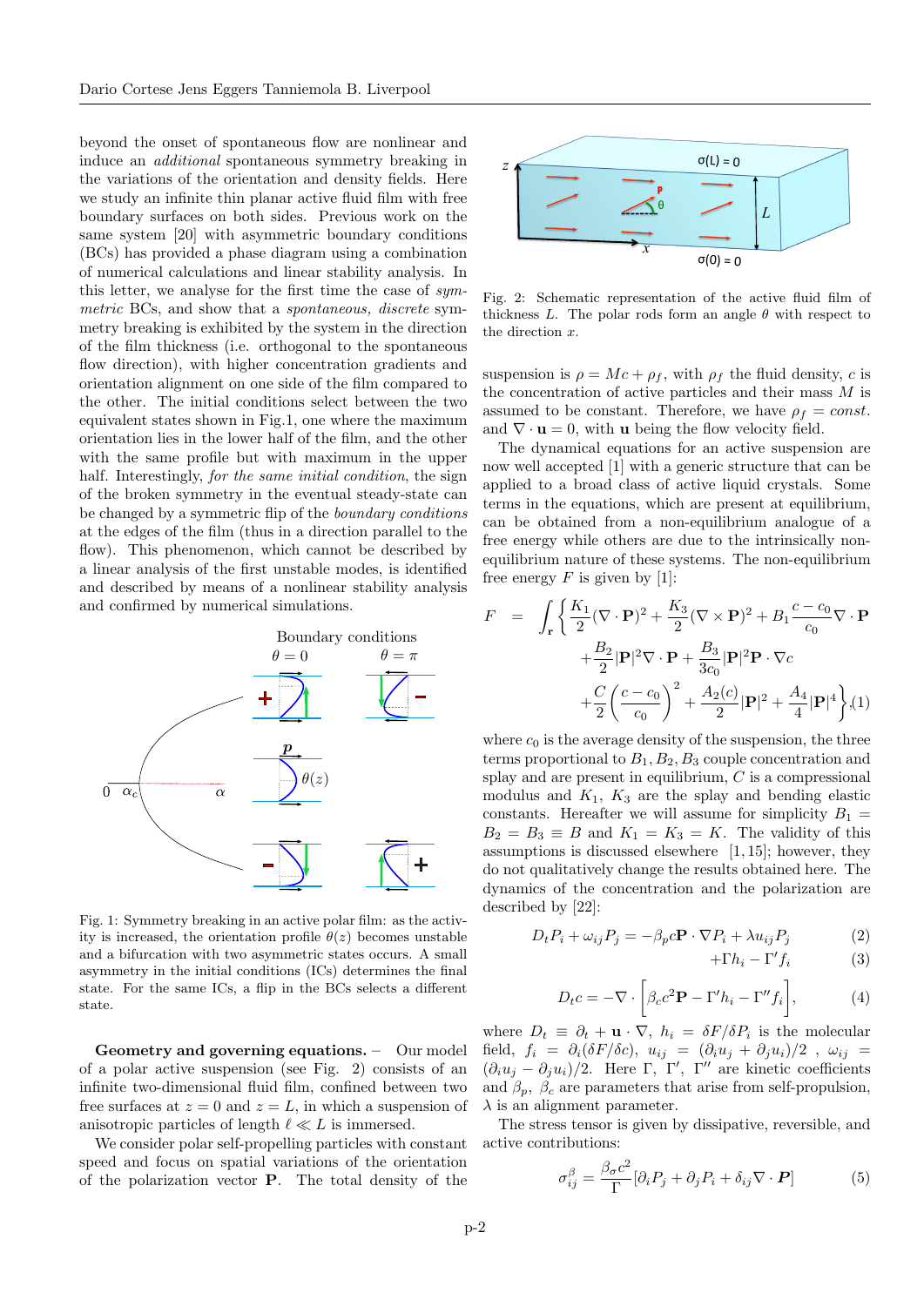beyond the onset of spontaneous flow are nonlinear and induce an *additional* spontaneous symmetry breaking in the variations of the orientation and density fields. Here we study an infinite thin planar active fluid film with free boundary surfaces on both sides. Previous work on the same system [20] with asymmetric boundary conditions (BCs) has provided a phase diagram using a combination of numerical calculations and linear stability analysis. In this letter, we analyse for the first time the case of *symmetric* BCs, and show that a *spontaneous, discrete* symmetry breaking is exhibited by the system in the direction of the film thickness (i.e. orthogonal to the spontaneous flow direction), with higher concentration gradients and orientation alignment on one side of the film compared to the other. The initial conditions select between the two equivalent states shown in Fig.1, one where the maximum orientation lies in the lower half of the film, and the other with the same profile but with maximum in the upper half. Interestingly, *for the same initial condition*, the sign of the broken symmetry in the eventual steady-state can be changed by a symmetric flip of the *boundary conditions* at the edges of the film (thus in a direction parallel to the flow). This phenomenon, which cannot be described by a linear analysis of the first unstable modes, is identified and described by means of a nonlinear stability analysis and confirmed by numerical simulations.

Boundary conditions

$\theta = 0$

$\theta = \pi$

+

−

$\boldsymbol{p}$

$\theta(z)$

0

$\alpha_c$

$\alpha$

−

+

Fig. 1: Symmetry breaking in an active polar film: as the activity is increased, the orientation profile $\theta(z)$ becomes unstable and a bifurcation with two asymmetric states occurs. A small asymmetry in the initial conditions (ICs) determines the final state. For the same ICs, a flip in the BCs selects a different state.

**Geometry and governing equations.** – Our model of a polar active suspension (see Fig. 2) consists of an infinite two-dimensional fluid film, confined between two free surfaces at $z = 0$ and $z = L$, in which a suspension of anisotropic particles of length $\ell \ll L$ is immersed.

We consider polar self-propelling particles with constant speed and focus on spatial variations of the orientation of the polarization vector $\mathbf{P}$. The total density of the suspension is $\rho = Mc + \rho_f$, with $\rho_f$ the fluid density, $c$ is the concentration of active particles and their mass $M$ is assumed to be constant. Therefore, we have $\rho_f = const.$ and $\nabla \cdot \mathbf{u} = 0$, with $\mathbf{u}$ being the flow velocity field.

z

σ(L) = 0

p

θ

L

x

σ(0) = 0

Fig. 2: Schematic representation of the active fluid film of thickness $L$. The polar rods form an angle $\theta$ with respect to the direction $x$.

The dynamical equations for an active suspension are now well accepted [1] with a generic structure that can be applied to a broad class of active liquid crystals. Some terms in the equations, which are present at equilibrium, can be obtained from a non-equilibrium analogue of a free energy while others are due to the intrinsically non-equilibrium nature of these systems. The non-equilibrium free energy $F$ is given by [1]:

$$
\begin{aligned}
F \;=\; \int_{\mathbf{r}} \Big\{ & \frac{K_1}{2}(\nabla \cdot \mathbf{P})^2 + \frac{K_3}{2}(\nabla \times \mathbf{P})^2 + B_1 \frac{c - c_0}{c_0} \nabla \cdot \mathbf{P} \\
& + \frac{B_2}{2}|\mathbf{P}|^2 \nabla \cdot \mathbf{P} + \frac{B_3}{3c_0}|\mathbf{P}|^2 \mathbf{P} \cdot \nabla c \\
& + \frac{C}{2}\left(\frac{c - c_0}{c_0}\right)^2 + \frac{A_2(c)}{2}|\mathbf{P}|^2 + \frac{A_4}{4}|\mathbf{P}|^4 \Big\}, \qquad (1)
\end{aligned}
$$

where $c_0$ is the average density of the suspension, the three terms proportional to $B_1, B_2, B_3$ couple concentration and splay and are present in equilibrium, $C$ is a compressional modulus and $K_1$, $K_3$ are the splay and bending elastic constants. Hereafter we will assume for simplicity $B_1 = B_2 = B_3 \equiv B$ and $K_1 = K_3 = K$. The validity of this assumptions is discussed elsewhere [1, 15]; however, they do not qualitatively change the results obtained here. The dynamics of the concentration and the polarization are described by [22]:

$$
D_t P_i + \omega_{ij} P_j = -\beta_p c \mathbf{P} \cdot \nabla P_i + \lambda u_{ij} P_j \qquad (2)
$$

$$
+ \Gamma h_i - \Gamma' f_i \qquad (3)
$$

$$
D_t c = -\nabla \cdot \left[ \beta_c c^2 \mathbf{P} - \Gamma' h_i - \Gamma'' f_i \right], \qquad (4)
$$

where $D_t \equiv \partial_t + \mathbf{u} \cdot \nabla$, $h_i = \delta F / \delta P_i$ is the molecular field, $f_i = \partial_i(\delta F / \delta c)$, $u_{ij} = (\partial_i u_j + \partial_j u_i)/2$ , $\omega_{ij} = (\partial_i u_j - \partial_j u_i)/2$. Here $\Gamma$, $\Gamma'$, $\Gamma''$ are kinetic coefficients and $\beta_p$, $\beta_c$ are parameters that arise from self-propulsion, $\lambda$ is an alignment parameter.

The stress tensor is given by dissipative, reversible, and active contributions:

$$
\sigma_{ij}^{\beta} = \frac{\beta_\sigma c^2}{\Gamma} [\partial_i P_j + \partial_j P_i + \delta_{ij} \nabla \cdot \boldsymbol{P}] \qquad (5)
$$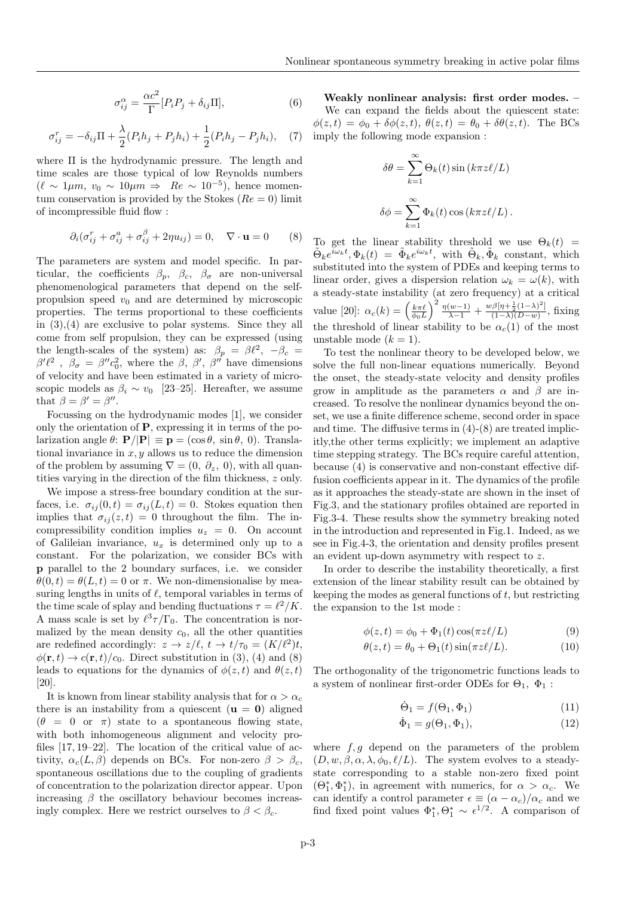$$\sigma_{ij}^{\alpha} = \frac{\alpha c^2}{\Gamma}[P_i P_j + \delta_{ij}\Pi], \tag{6}$$

$$\sigma_{ij}^{r} = -\delta_{ij}\Pi + \frac{\lambda}{2}(P_i h_j + P_j h_i) + \frac{1}{2}(P_i h_j - P_j h_i), \tag{7}$$

where $\Pi$ is the hydrodynamic pressure. The length and time scales are those typical of low Reynolds numbers ($\ell \sim 1\mu m$, $v_0 \sim 10\mu m \Rightarrow Re \sim 10^{-5}$), hence momentum conservation is provided by the Stokes ($Re = 0$) limit of incompressible fluid flow :

$$\partial_i(\sigma_{ij}^r + \sigma_{ij}^a + \sigma_{ij}^\beta + 2\eta u_{ij}) = 0, \quad \nabla \cdot \mathbf{u} = 0 \tag{8}$$

The parameters are system and model specific. In particular, the coefficients $\beta_p$, $\beta_c$, $\beta_\sigma$ are non-universal phenomenological parameters that depend on the self-propulsion speed $v_0$ and are determined by microscopic properties. The terms proportional to these coefficients in (3),(4) are exclusive to polar systems. Since they all come from self propulsion, they can be expressed (using the length-scales of the system) as: $\beta_p = \beta\ell^2$, $-\beta_c = \beta'\ell^2$ , $\beta_\sigma = \beta'' c_0^2$, where the $\beta$, $\beta'$, $\beta''$ have dimensions of velocity and have been estimated in a variety of microscopic models as $\beta_i \sim v_0$ [23–25]. Hereafter, we assume that $\beta = \beta' = \beta''$.

Focussing on the hydrodynamic modes [1], we consider only the orientation of $\mathbf{P}$, expressing it in terms of the polarization angle $\theta$: $\mathbf{P}/|\mathbf{P}| \equiv \mathbf{p} = (\cos\theta, \sin\theta, 0)$. Translational invariance in $x, y$ allows us to reduce the dimension of the problem by assuming $\nabla = (0, \partial_z, 0)$, with all quantities varying in the direction of the film thickness, $z$ only.

We impose a stress-free boundary condition at the surfaces, i.e. $\sigma_{ij}(0,t) = \sigma_{ij}(L,t) = 0$. Stokes equation then implies that $\sigma_{ij}(z,t) = 0$ throughout the film. The incompressibility condition implies $u_z = 0$. On account of Galileian invariance, $u_x$ is determined only up to a constant. For the polarization, we consider BCs with $\mathbf{p}$ parallel to the 2 boundary surfaces, i.e. we consider $\theta(0,t) = \theta(L,t) = 0$ or $\pi$. We non-dimensionalise by measuring lengths in units of $\ell$, temporal variables in terms of the time scale of splay and bending fluctuations $\tau = \ell^2/K$. A mass scale is set by $\ell^3\tau/\Gamma_0$. The concentration is normalized by the mean density $c_0$, all the other quantities are redefined accordingly: $z \to z/\ell$, $t \to t/\tau_0 = (K/\ell^2)t$, $\phi(\mathbf{r},t) \to c(\mathbf{r},t)/c_0$. Direct substitution in (3), (4) and (8) leads to equations for the dynamics of $\phi(z,t)$ and $\theta(z,t)$ [20].

It is known from linear stability analysis that for $\alpha > \alpha_c$ there is an instability from a quiescent ($\mathbf{u} = \mathbf{0}$) aligned ($\theta = 0$ or $\pi$) state to a spontaneous flowing state, with both inhomogeneous alignment and velocity profiles [17, 19–22]. The location of the critical value of activity, $\alpha_c(L,\beta)$ depends on BCs. For non-zero $\beta > \beta_c$, spontaneous oscillations due to the coupling of gradients of concentration to the polarization director appear. Upon increasing $\beta$ the oscillatory behaviour becomes increasingly complex. Here we restrict ourselves to $\beta < \beta_c$.

**Weakly nonlinear analysis: first order modes.** – We can expand the fields about the quiescent state: $\phi(z,t) = \phi_0 + \delta\phi(z,t)$, $\theta(z,t) = \theta_0 + \delta\theta(z,t)$. The BCs imply the following mode expansion :

$$\delta\theta = \sum_{k=1}^{\infty} \Theta_k(t) \sin(k\pi z\ell/L)$$

$$\delta\phi = \sum_{k=1}^{\infty} \Phi_k(t) \cos(k\pi z\ell/L)\,.$$

To get the linear stability threshold we use $\Theta_k(t) = \tilde{\Theta}_k e^{i\omega_k t}, \Phi_k(t) = \tilde{\Phi}_k e^{i\omega_k t}$, with $\tilde{\Theta}_k, \tilde{\Phi}_k$ constant, which substituted into the system of PDEs and keeping terms to linear order, gives a dispersion relation $\omega_k = \omega(k)$, with a steady-state instability (at zero frequency) at a critical value [20]: $\alpha_c(k) = \left(\frac{k\pi\ell}{\phi_0 L}\right)^2 \frac{\eta(w-1)}{\lambda-1} + \frac{w\beta[\eta+\frac{1}{2}(1-\lambda)^2]}{(1-\lambda)(D-w)}$, fixing the threshold of linear stability to be $\alpha_c(1)$ of the most unstable mode ($k = 1$).

To test the nonlinear theory to be developed below, we solve the full non-linear equations numerically. Beyond the onset, the steady-state velocity and density profiles grow in amplitude as the parameters $\alpha$ and $\beta$ are increased. To resolve the nonlinear dynamics beyond the onset, we use a finite difference scheme, second order in space and time. The diffusive terms in (4)-(8) are treated implicitly,the other terms explicitly; we implement an adaptive time stepping strategy. The BCs require careful attention, because (4) is conservative and non-constant effective diffusion coefficients appear in it. The dynamics of the profile as it approaches the steady-state are shown in the inset of Fig.3, and the stationary profiles obtained are reported in Fig.3-4. These results show the symmetry breaking noted in the introduction and represented in Fig.1. Indeed, as we see in Fig.4-3, the orientation and density profiles present an evident up-down asymmetry with respect to $z$.

In order to describe the instability theoretically, a first extension of the linear stability result can be obtained by keeping the modes as general functions of $t$, but restricting the expansion to the 1st mode :

$$\phi(z,t) = \phi_0 + \Phi_1(t)\cos(\pi z\ell/L) \tag{9}$$

$$\theta(z,t) = \theta_0 + \Theta_1(t)\sin(\pi z\ell/L). \tag{10}$$

The orthogonality of the trigonometric functions leads to a system of nonlinear first-order ODEs for $\Theta_1$, $\Phi_1$ :

$$\dot{\Theta}_1 = f(\Theta_1, \Phi_1) \tag{11}$$

$$\dot{\Phi}_1 = g(\Theta_1, \Phi_1), \tag{12}$$

where $f, g$ depend on the parameters of the problem $(D, w, \beta, \alpha, \lambda, \phi_0, \ell/L)$. The system evolves to a steady-state corresponding to a stable non-zero fixed point $(\Theta_1^*, \Phi_1^*)$, in agreement with numerics, for $\alpha > \alpha_c$. We can identify a control parameter $\epsilon \equiv (\alpha - \alpha_c)/\alpha_c$ and we find fixed point values $\Phi_1^*, \Theta_1^* \sim \epsilon^{1/2}$. A comparison of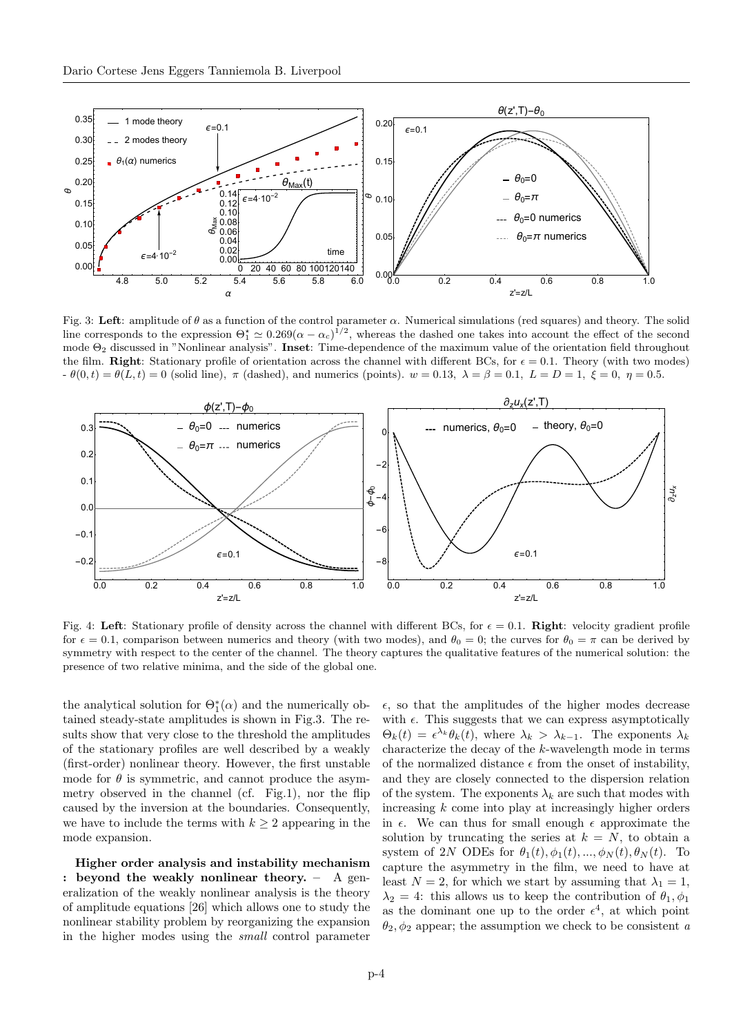1 mode theory

2 modes theory

$\theta_1(\alpha)$ numerics

$\epsilon$=0.1

$\epsilon$=4·10$^{-2}$

$\theta_{Max}$(t)

$\epsilon$=4·10$^{-2}$

time

$\theta(z',T)-\theta_0$

$\epsilon$=0.1

$\theta_0$=0

$\theta_0$=$\pi$

$\theta_0$=0 numerics

$\theta_0$=$\pi$ numerics

z'=z/L

Fig. 3: **Left**: amplitude of $\theta$ as a function of the control parameter $\alpha$. Numerical simulations (red squares) and theory. The solid line corresponds to the expression $\Theta_1^* \simeq 0.269(\alpha-\alpha_c)^{1/2}$, whereas the dashed one takes into account the effect of the second mode $\Theta_2$ discussed in "Nonlinear analysis". **Inset**: Time-dependence of the maximum value of the orientation field throughout the film. **Right**: Stationary profile of orientation across the channel with different BCs, for $\epsilon = 0.1$. Theory (with two modes) - $\theta(0,t) = \theta(L,t) = 0$ (solid line), $\pi$ (dashed), and numerics (points). $w = 0.13$, $\lambda = \beta = 0.1$, $L = D = 1$, $\xi = 0$, $\eta = 0.5$.

$\phi(z',T)-\phi_0$

$\theta_0$=0 --- numerics

$\theta_0$=$\pi$ --- numerics

$\epsilon$=0.1

$\partial_z u_x(z',T)$

numerics, $\theta_0$=0

theory, $\theta_0$=0

$\epsilon$=0.1

z'=z/L

Fig. 4: **Left**: Stationary profile of density across the channel with different BCs, for $\epsilon = 0.1$. **Right**: velocity gradient profile for $\epsilon = 0.1$, comparison between numerics and theory (with two modes), and $\theta_0 = 0$; the curves for $\theta_0 = \pi$ can be derived by symmetry with respect to the center of the channel. The theory captures the qualitative features of the numerical solution: the presence of two relative minima, and the side of the global one.

the analytical solution for $\Theta_1^*(\alpha)$ and the numerically obtained steady-state amplitudes is shown in Fig.3. The results show that very close to the threshold the amplitudes of the stationary profiles are well described by a weakly (first-order) nonlinear theory. However, the first unstable mode for $\theta$ is symmetric, and cannot produce the asymmetry observed in the channel (cf. Fig.1), nor the flip caused by the inversion at the boundaries. Consequently, we have to include the terms with $k \geq 2$ appearing in the mode expansion.

**Higher order analysis and instability mechanism : beyond the weakly nonlinear theory.** – A generalization of the weakly nonlinear analysis is the theory of amplitude equations [26] which allows one to study the nonlinear stability problem by reorganizing the expansion in the higher modes using the *small* control parameter $\epsilon$, so that the amplitudes of the higher modes decrease with $\epsilon$. This suggests that we can express asymptotically $\Theta_k(t) = \epsilon^{\lambda_k}\theta_k(t)$, where $\lambda_k > \lambda_{k-1}$. The exponents $\lambda_k$ characterize the decay of the $k$-wavelength mode in terms of the normalized distance $\epsilon$ from the onset of instability, and they are closely connected to the dispersion relation of the system. The exponents $\lambda_k$ are such that modes with increasing $k$ come into play at increasingly higher orders in $\epsilon$. We can thus for small enough $\epsilon$ approximate the solution by truncating the series at $k = N$, to obtain a system of $2N$ ODEs for $\theta_1(t), \phi_1(t), ..., \phi_N(t), \theta_N(t)$. To capture the asymmetry in the film, we need to have at least $N = 2$, for which we start by assuming that $\lambda_1 = 1$, $\lambda_2 = 4$: this allows us to keep the contribution of $\theta_1, \phi_1$ as the dominant one up to the order $\epsilon^4$, at which point $\theta_2, \phi_2$ appear; the assumption we check to be consistent *a*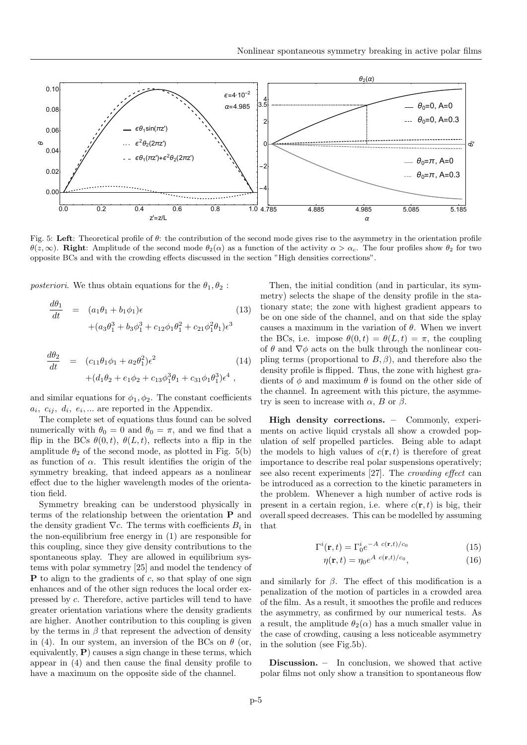$\theta_2(\alpha)$

0.10
0.08
0.06
0.04
0.02
0.00

$\theta$

0.0 0.2 0.4 0.6 0.8 1.0

z'=z/L

$\epsilon$=4·10$^{-2}$
$\alpha$=4.985

— $\epsilon\theta_1\sin(\pi z')$
... $\epsilon^2\theta_2(2\pi z')$
- - $\epsilon\theta_1(\pi z')+\epsilon^2\theta_2(2\pi z')$

4
3.5
2
0
−2
−4

4.785 4.885 4.985 5.085 5.185

$\alpha$

$\theta_2$

— $\theta_0$=0, A=0
--- $\theta_0$=0, A=0.3
— $\theta_0$=$\pi$, A=0
--- $\theta_0$=$\pi$, A=0.3

Fig. 5: **Left**: Theoretical profile of $\theta$: the contribution of the second mode gives rise to the asymmetry in the orientation profile $\theta(z,\infty)$. **Right**: Amplitude of the second mode $\theta_2(\alpha)$ as a function of the activity $\alpha > \alpha_c$. The four profiles show $\theta_2$ for two opposite BCs and with the crowding effects discussed in the section "High densities corrections".

*posteriori*. We thus obtain equations for the $\theta_1, \theta_2$ :

$$
\begin{aligned}
\frac{d\theta_1}{dt} &= (a_1\theta_1 + b_1\phi_1)\epsilon \\
&\quad + (a_3\theta_1^3 + b_3\phi_1^3 + c_{12}\phi_1\theta_1^2 + c_{21}\phi_1^2\theta_1)\epsilon^3
\end{aligned} \tag{13}
$$

$$
\begin{aligned}
\frac{d\theta_2}{dt} &= (c_{11}\theta_1\phi_1 + a_2\theta_1^2)\epsilon^2 \\
&\quad + (d_1\theta_2 + e_1\phi_2 + c_{13}\phi_1^3\theta_1 + c_{31}\phi_1\theta_1^3)\epsilon^4 \ ,
\end{aligned} \tag{14}
$$

and similar equations for $\phi_1, \phi_2$. The constant coefficients $a_i,\ c_{ij},\ d_i,\ e_i, ...$ are reported in the Appendix.

The complete set of equations thus found can be solved numerically with $\theta_0 = 0$ and $\theta_0 = \pi$, and we find that a flip in the BCs $\theta(0,t)$, $\theta(L,t)$, reflects into a flip in the amplitude $\theta_2$ of the second mode, as plotted in Fig. 5(b) as function of $\alpha$. This result identifies the origin of the symmetry breaking, that indeed appears as a nonlinear effect due to the higher wavelength modes of the orientation field.

Symmetry breaking can be understood physically in terms of the relationship between the orientation $\mathbf{P}$ and the density gradient $\nabla c$. The terms with coefficients $B_i$ in the non-equilibrium free energy in (1) are responsible for this coupling, since they give density contributions to the spontaneous splay. They are allowed in equilibrium systems with polar symmetry [25] and model the tendency of $\mathbf{P}$ to align to the gradients of $c$, so that splay of one sign enhances and of the other sign reduces the local order expressed by $c$. Therefore, active particles will tend to have greater orientation variations where the density gradients are higher. Another contribution to this coupling is given by the terms in $\beta$ that represent the advection of density in (4). In our system, an inversion of the BCs on $\theta$ (or, equivalently, $\mathbf{P}$) causes a sign change in these terms, which appear in (4) and then cause the final density profile to have a maximum on the opposite side of the channel.

Then, the initial condition (and in particular, its symmetry) selects the shape of the density profile in the stationary state; the zone with highest gradient appears to be on one side of the channel, and on that side the splay causes a maximum in the variation of $\theta$. When we invert the BCs, i.e. impose $\theta(0,t) = \theta(L,t) = \pi$, the coupling of $\theta$ and $\nabla\phi$ acts on the bulk through the nonlinear coupling terms (proportional to $B, \beta$), and therefore also the density profile is flipped. Thus, the zone with highest gradients of $\phi$ and maximum $\theta$ is found on the other side of the channel. In agreement with this picture, the asymmetry is seen to increase with $\alpha$, $B$ or $\beta$.

**High density corrections.** – Commonly, experiments on active liquid crystals all show a crowded population of self propelled particles. Being able to adapt the models to high values of $c(\mathbf{r},t)$ is therefore of great importance to describe real polar suspensions operatively; see also recent experiments [27]. The *crowding effect* can be introduced as a correction to the kinetic parameters in the problem. Whenever a high number of active rods is present in a certain region, i.e. where $c(\mathbf{r},t)$ is big, their overall speed decreases. This can be modelled by assuming that

$$
\Gamma^i(\mathbf{r},t) = \Gamma_0^i e^{-A\ c(\mathbf{r},t)/c_0} \tag{15}
$$

$$
\eta(\mathbf{r},t) = \eta_0 e^{A\ c(\mathbf{r},t)/c_0}, \tag{16}
$$

and similarly for $\beta$. The effect of this modification is a penalization of the motion of particles in a crowded area of the film. As a result, it smoothes the profile and reduces the asymmetry, as confirmed by our numerical tests. As a result, the amplitude $\theta_2(\alpha)$ has a much smaller value in the case of crowding, causing a less noticeable asymmetry in the solution (see Fig.5b).

**Discussion.** – In conclusion, we showed that active polar films not only show a transition to spontaneous flow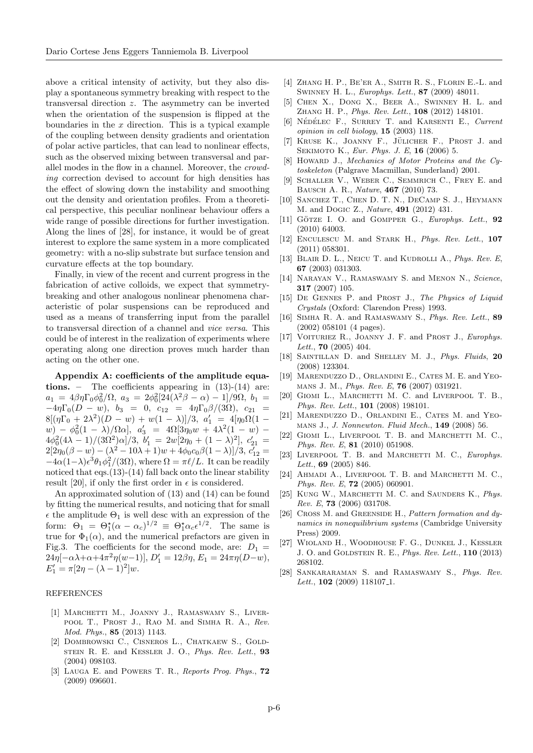above a critical intensity of activity, but they also display a spontaneous symmetry breaking with respect to the transversal direction $z$. The asymmetry can be inverted when the orientation of the suspension is flipped at the boundaries in the $x$ direction. This is a typical example of the coupling between density gradients and orientation of polar active particles, that can lead to nonlinear effects, such as the observed mixing between transversal and parallel modes in the flow in a channel. Moreover, the *crowding* correction devised to account for high densities has the effect of slowing down the instability and smoothing out the density and orientation profiles. From a theoretical perspective, this peculiar nonlinear behaviour offers a wide range of possible directions for further investigation. Along the lines of [28], for instance, it would be of great interest to explore the same system in a more complicated geometry: with a no-slip substrate but surface tension and curvature effects at the top boundary.

Finally, in view of the recent and current progress in the fabrication of active colloids, we expect that symmetry-breaking and other analogous nonlinear phenomena characteristic of polar suspensions can be reproduced and used as a means of transferring input from the parallel to transversal direction of a channel and *vice versa*. This could be of interest in the realization of experiments where operating along one direction proves much harder than acting on the other one.

**Appendix A: coefficients of the amplitude equations.** – The coefficients appearing in (13)-(14) are: $a_1 = 4\beta\eta\Gamma_0\phi_0^2/\Omega$, $a_3 = 2\phi_0^2[24(\lambda^2\beta - \alpha) - 1]/9\Omega$, $b_1 = -4\eta\Gamma_0(D - w)$, $b_3 = 0$, $c_{12} = 4\eta\Gamma_0\beta/(3\Omega)$, $c_{21} = 8[(\eta\Gamma_0 + 2\lambda^2)(D - w) + w(1 - \lambda)]/3$, $a_1' = 4[\eta_0\Omega(1 - w) - \phi_0^2(1 - \lambda)/\Omega\alpha]$, $a_3' = 4\Omega[3\eta_0 w + 4\lambda^2(1 - w) - 4\phi_0^2(4\lambda - 1)/(3\Omega^2)\alpha]/3$, $b_1' = 2w[2\eta_0 + (1 - \lambda)^2]$, $c_{21}' = 2[2\eta_0(\beta - w) - (\lambda^2 - 10\lambda + 1)w + 4\phi_0 c_0\beta(1 - \lambda)]/3$, $c_{12}' = -4\alpha(1-\lambda)\epsilon^3\theta_1\phi_1^2/(3\Omega)$, where $\Omega = \pi\ell/L$. It can be readily noticed that eqs.(13)-(14) fall back onto the linear stability result [20], if only the first order in $\epsilon$ is considered.

An approximated solution of (13) and (14) can be found by fitting the numerical results, and noticing that for small $\epsilon$ the amplitude $\Theta_1$ is well desc with an expression of the form: $\Theta_1 = \Theta_1^\star(\alpha - \alpha_c)^{1/2} \equiv \Theta_1^\star\alpha_c\epsilon^{1/2}$. The same is true for $\Phi_1(\alpha)$, and the numerical prefactors are given in Fig.3. The coefficients for the second mode, are: $D_1 = 24\eta[-\alpha\lambda+\alpha+4\pi^2\eta(w-1)]$, $D_1' = 12\beta\eta$, $E_1 = 24\pi\eta(D-w)$, $E_1' = \pi[2\eta - (\lambda - 1)^2]w$.

REFERENCES

[1] Marchetti M., Joanny J., Ramaswamy S., Liverpool T., Prost J., Rao M. and Simha R. A., *Rev. Mod. Phys.*, **85** (2013) 1143.

[2] Dombrowski C., Cisneros L., Chatkaew S., Goldstein R. E. and Kessler J. O., *Phys. Rev. Lett.*, **93** (2004) 098103.

[3] Lauga E. and Powers T. R., *Reports Prog. Phys.*, **72** (2009) 096601.

[4] Zhang H. P., Be'er A., Smith R. S., Florin E.-L. and Swinney H. L., *Europhys. Lett.*, **87** (2009) 48011.

[5] Chen X., Dong X., Beer A., Swinney H. L. and Zhang H. P., *Phys. Rev. Lett.*, **108** (2012) 148101.

[6] Nédélec F., Surrey T. and Karsenti E., *Current opinion in cell biology*, **15** (2003) 118.

[7] Kruse K., Joanny F., Jülicher F., Prost J. and Sekimoto K., *Eur. Phys. J. E*, **16** (2006) 5.

[8] Howard J., *Mechanics of Motor Proteins and the Cytoskeleton* (Palgrave Macmillan, Sunderland) 2001.

[9] Schaller V., Weber C., Semmrich C., Frey E. and Bausch A. R., *Nature*, **467** (2010) 73.

[10] Sanchez T., Chen D. T. N., DeCamp S. J., Heymann M. and Dogic Z., *Nature*, **491** (2012) 431.

[11] Götze I. O. and Gompper G., *Europhys. Lett.*, **92** (2010) 64003.

[12] Enculescu M. and Stark H., *Phys. Rev. Lett.*, **107** (2011) 058301.

[13] Blair D. L., Neicu T. and Kudrolli A., *Phys. Rev. E*, **67** (2003) 031303.

[14] Narayan V., Ramaswamy S. and Menon N., *Science*, **317** (2007) 105.

[15] De Gennes P. and Prost J., *The Physics of Liquid Crystals* (Oxford: Clarendon Press) 1993.

[16] Simha R. A. and Ramaswamy S., *Phys. Rev. Lett.*, **89** (2002) 058101 (4 pages).

[17] Voituriez R., Joanny J. F. and Prost J., *Europhys. Lett.*, **70** (2005) 404.

[18] Saintillan D. and Shelley M. J., *Phys. Fluids*, **20** (2008) 123304.

[19] Marenduzzo D., Orlandini E., Cates M. E. and Yeomans J. M., *Phys. Rev. E*, **76** (2007) 031921.

[20] Giomi L., Marchetti M. C. and Liverpool T. B., *Phys. Rev. Lett.*, **101** (2008) 198101.

[21] Marenduzzo D., Orlandini E., Cates M. and Yeomans J., *J. Nonnewton. Fluid Mech.*, **149** (2008) 56.

[22] Giomi L., Liverpool T. B. and Marchetti M. C., *Phys. Rev. E*, **81** (2010) 051908.

[23] Liverpool T. B. and Marchetti M. C., *Europhys. Lett.*, **69** (2005) 846.

[24] Ahmadi A., Liverpool T. B. and Marchetti M. C., *Phys. Rev. E*, **72** (2005) 060901.

[25] Kung W., Marchetti M. C. and Saunders K., *Phys. Rev. E*, **73** (2006) 031708.

[26] Cross M. and Greenside H., *Pattern formation and dynamics in nonequilibrium systems* (Cambridge University Press) 2009.

[27] Wioland H., Woodhouse F. G., Dunkel J., Kessler J. O. and Goldstein R. E., *Phys. Rev. Lett.*, **110** (2013) 268102.

[28] Sankararaman S. and Ramaswamy S., *Phys. Rev. Lett.*, **102** (2009) 118107_1.